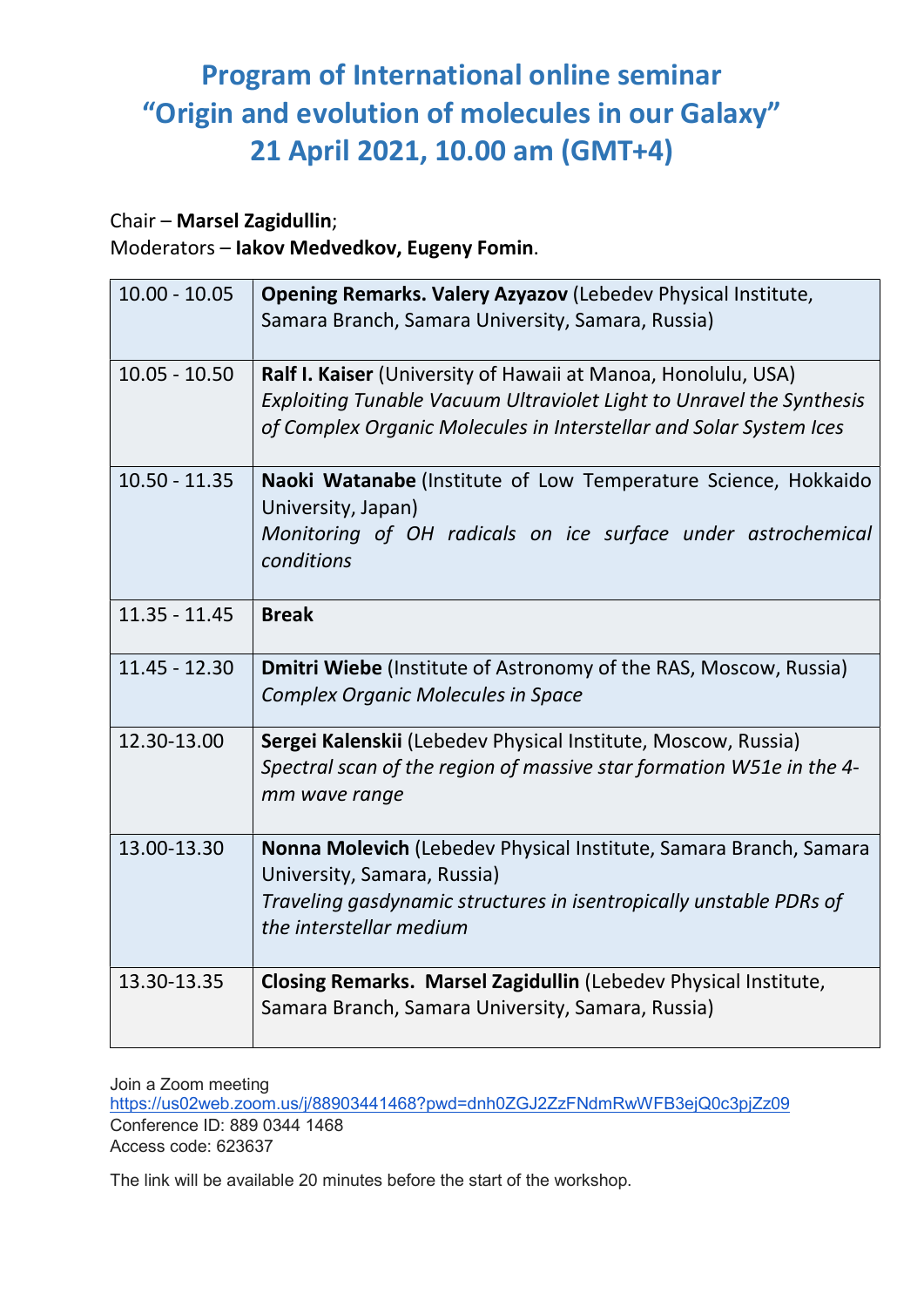# Program of International online seminar “Origin and evolution of molecules in our Galaxy” 21 April 2021, 10.00 am (GMT+4)

Chair – **Marsel Zagidullin**;
Moderators – **Iakov Medvedkov, Eugeny Fomin**.

| | |
|---|---|
| 10.00 - 10.05 | **Opening Remarks. Valery Azyazov** (Lebedev Physical Institute, Samara Branch, Samara University, Samara, Russia) |
| 10.05 - 10.50 | **Ralf I. Kaiser** (University of Hawaii at Manoa, Honolulu, USA) *Exploiting Tunable Vacuum Ultraviolet Light to Unravel the Synthesis of Complex Organic Molecules in Interstellar and Solar System Ices* |
| 10.50 - 11.35 | **Naoki Watanabe** (Institute of Low Temperature Science, Hokkaido University, Japan) *Monitoring of OH radicals on ice surface under astrochemical conditions* |
| 11.35 - 11.45 | **Break** |
| 11.45 - 12.30 | **Dmitri Wiebe** (Institute of Astronomy of the RAS, Moscow, Russia) *Complex Organic Molecules in Space* |
| 12.30-13.00 | **Sergei Kalenskii** (Lebedev Physical Institute, Moscow, Russia) *Spectral scan of the region of massive star formation W51e in the 4-mm wave range* |
| 13.00-13.30 | **Nonna Molevich** (Lebedev Physical Institute, Samara Branch, Samara University, Samara, Russia) *Traveling gasdynamic structures in isentropically unstable PDRs of the interstellar medium* |
| 13.30-13.35 | **Closing Remarks. Marsel Zagidullin** (Lebedev Physical Institute, Samara Branch, Samara University, Samara, Russia) |

Join a Zoom meeting
https://us02web.zoom.us/j/88903441468?pwd=dnh0ZGJ2ZzFNdmRwWFB3ejQ0c3pjZz09
Conference ID: 889 0344 1468
Access code: 623637

The link will be available 20 minutes before the start of the workshop.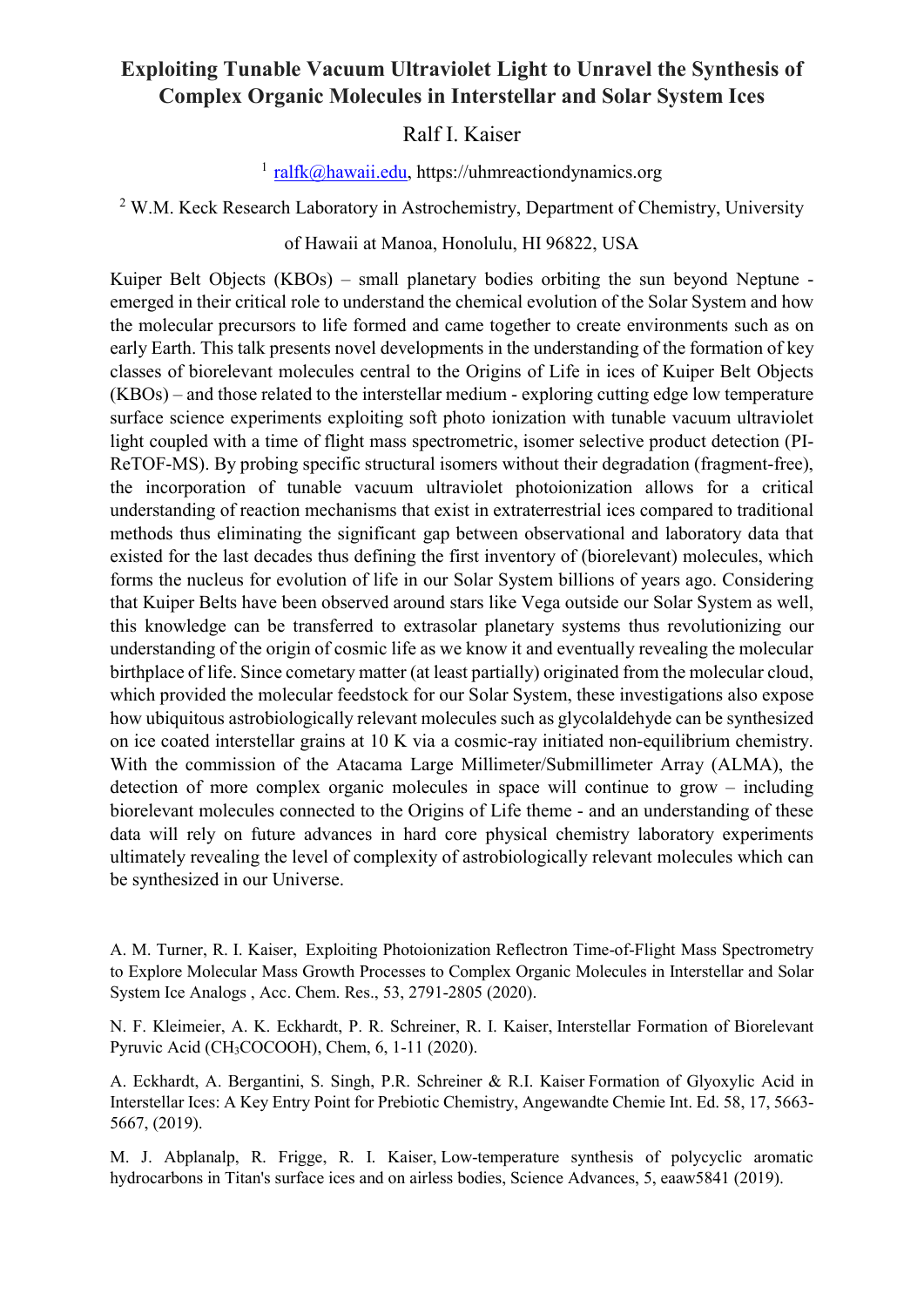# Exploiting Tunable Vacuum Ultraviolet Light to Unravel the Synthesis of Complex Organic Molecules in Interstellar and Solar System Ices

Ralf I. Kaiser

[1] ralfk@hawaii.edu, https://uhmreactiondynamics.org

[2] W.M. Keck Research Laboratory in Astrochemistry, Department of Chemistry, University of Hawaii at Manoa, Honolulu, HI 96822, USA

Kuiper Belt Objects (KBOs) – small planetary bodies orbiting the sun beyond Neptune - emerged in their critical role to understand the chemical evolution of the Solar System and how the molecular precursors to life formed and came together to create environments such as on early Earth. This talk presents novel developments in the understanding of the formation of key classes of biorelevant molecules central to the Origins of Life in ices of Kuiper Belt Objects (KBOs) – and those related to the interstellar medium - exploring cutting edge low temperature surface science experiments exploiting soft photo ionization with tunable vacuum ultraviolet light coupled with a time of flight mass spectrometric, isomer selective product detection (PI-ReTOF-MS). By probing specific structural isomers without their degradation (fragment-free), the incorporation of tunable vacuum ultraviolet photoionization allows for a critical understanding of reaction mechanisms that exist in extraterrestrial ices compared to traditional methods thus eliminating the significant gap between observational and laboratory data that existed for the last decades thus defining the first inventory of (biorelevant) molecules, which forms the nucleus for evolution of life in our Solar System billions of years ago. Considering that Kuiper Belts have been observed around stars like Vega outside our Solar System as well, this knowledge can be transferred to extrasolar planetary systems thus revolutionizing our understanding of the origin of cosmic life as we know it and eventually revealing the molecular birthplace of life. Since cometary matter (at least partially) originated from the molecular cloud, which provided the molecular feedstock for our Solar System, these investigations also expose how ubiquitous astrobiologically relevant molecules such as glycolaldehyde can be synthesized on ice coated interstellar grains at 10 K via a cosmic-ray initiated non-equilibrium chemistry. With the commission of the Atacama Large Millimeter/Submillimeter Array (ALMA), the detection of more complex organic molecules in space will continue to grow – including biorelevant molecules connected to the Origins of Life theme - and an understanding of these data will rely on future advances in hard core physical chemistry laboratory experiments ultimately revealing the level of complexity of astrobiologically relevant molecules which can be synthesized in our Universe.

A. M. Turner, R. I. Kaiser, Exploiting Photoionization Reflectron Time-of-Flight Mass Spectrometry to Explore Molecular Mass Growth Processes to Complex Organic Molecules in Interstellar and Solar System Ice Analogs , Acc. Chem. Res., 53, 2791-2805 (2020).

N. F. Kleimeier, A. K. Eckhardt, P. R. Schreiner, R. I. Kaiser, Interstellar Formation of Biorelevant Pyruvic Acid ($CH_3COCOOH$), Chem, 6, 1-11 (2020).

A. Eckhardt, A. Bergantini, S. Singh, P.R. Schreiner & R.I. Kaiser Formation of Glyoxylic Acid in Interstellar Ices: A Key Entry Point for Prebiotic Chemistry, Angewandte Chemie Int. Ed. 58, 17, 5663-5667, (2019).

M. J. Abplanalp, R. Frigge, R. I. Kaiser, Low-temperature synthesis of polycyclic aromatic hydrocarbons in Titan's surface ices and on airless bodies, Science Advances, 5, eaaw5841 (2019).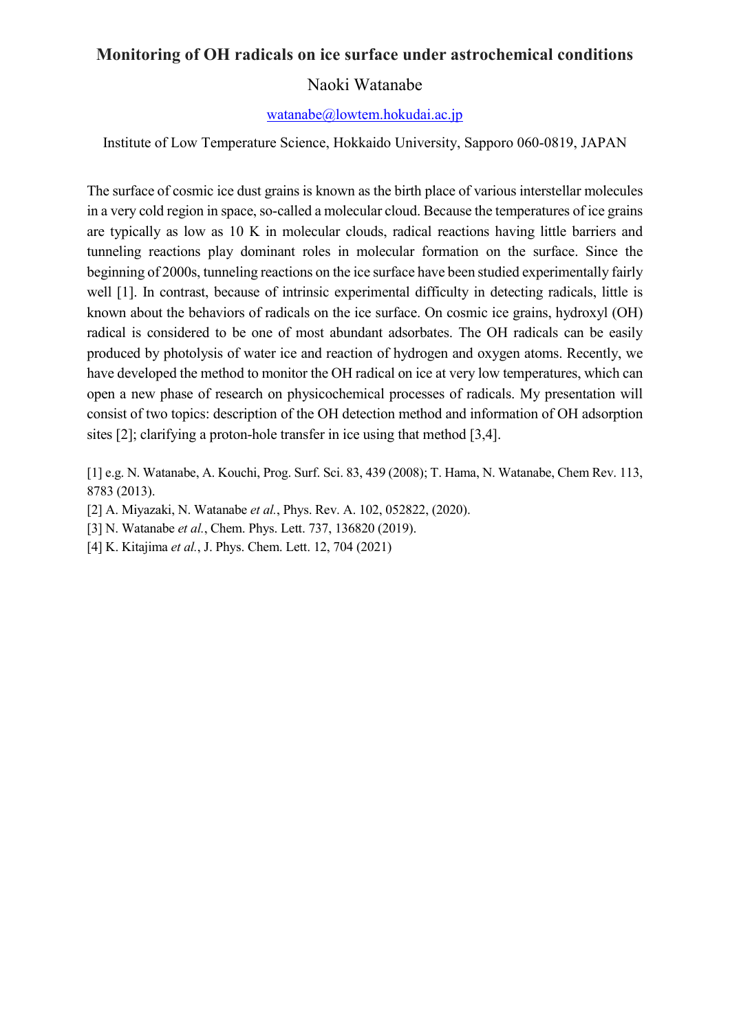# Monitoring of OH radicals on ice surface under astrochemical conditions

Naoki Watanabe

watanabe@lowtem.hokudai.ac.jp

Institute of Low Temperature Science, Hokkaido University, Sapporo 060-0819, JAPAN

The surface of cosmic ice dust grains is known as the birth place of various interstellar molecules in a very cold region in space, so-called a molecular cloud. Because the temperatures of ice grains are typically as low as 10 K in molecular clouds, radical reactions having little barriers and tunneling reactions play dominant roles in molecular formation on the surface. Since the beginning of 2000s, tunneling reactions on the ice surface have been studied experimentally fairly well [1]. In contrast, because of intrinsic experimental difficulty in detecting radicals, little is known about the behaviors of radicals on the ice surface. On cosmic ice grains, hydroxyl (OH) radical is considered to be one of most abundant adsorbates. The OH radicals can be easily produced by photolysis of water ice and reaction of hydrogen and oxygen atoms. Recently, we have developed the method to monitor the OH radical on ice at very low temperatures, which can open a new phase of research on physicochemical processes of radicals. My presentation will consist of two topics: description of the OH detection method and information of OH adsorption sites [2]; clarifying a proton-hole transfer in ice using that method [3,4].

[1] e.g. N. Watanabe, A. Kouchi, Prog. Surf. Sci. 83, 439 (2008); T. Hama, N. Watanabe, Chem Rev. 113, 8783 (2013).

[2] A. Miyazaki, N. Watanabe *et al.*, Phys. Rev. A. 102, 052822, (2020).

[3] N. Watanabe *et al.*, Chem. Phys. Lett. 737, 136820 (2019).

[4] K. Kitajima *et al.*, J. Phys. Chem. Lett. 12, 704 (2021)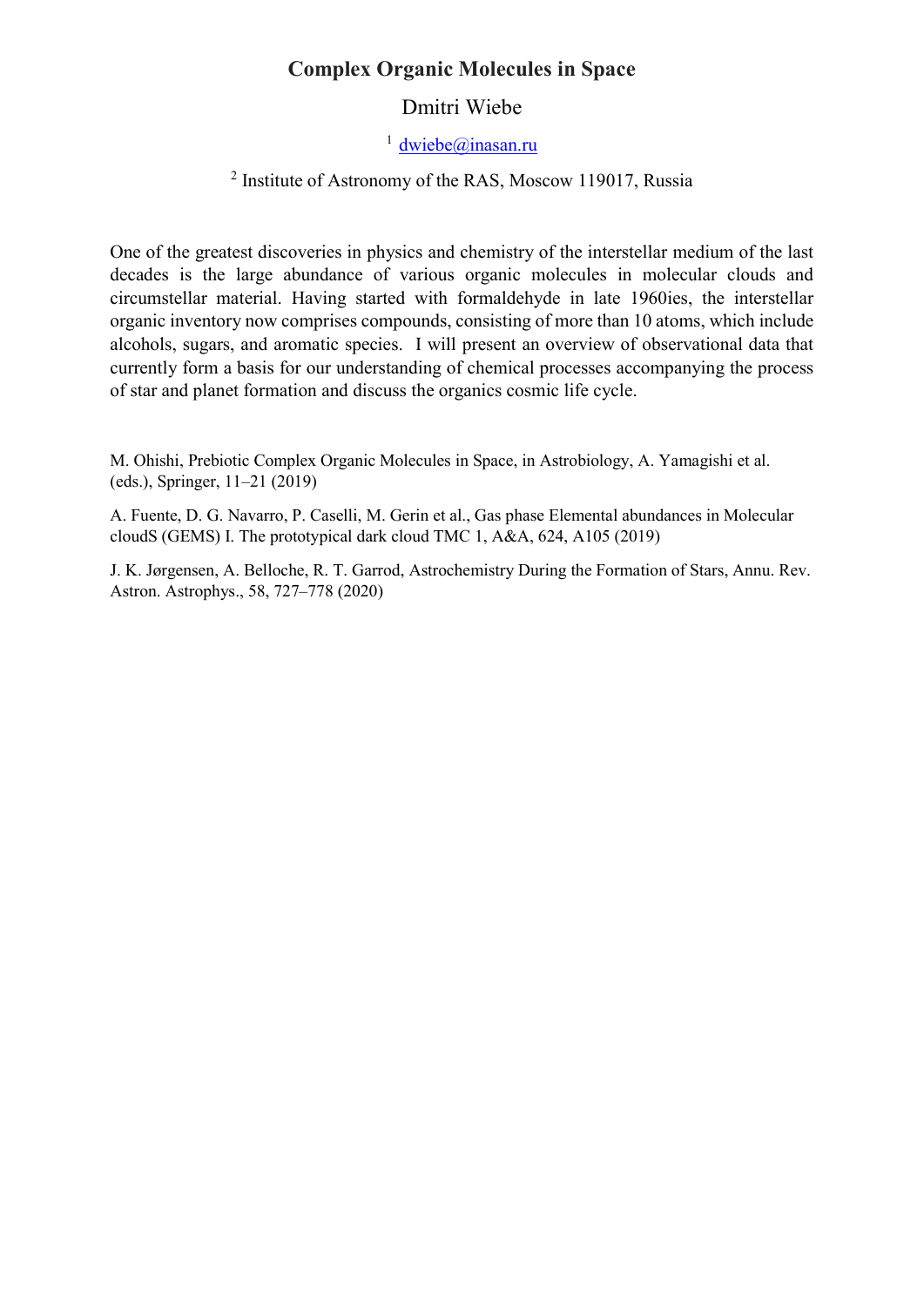# Complex Organic Molecules in Space

Dmitri Wiebe

[1] dwiebe@inasan.ru

[2] Institute of Astronomy of the RAS, Moscow 119017, Russia

One of the greatest discoveries in physics and chemistry of the interstellar medium of the last decades is the large abundance of various organic molecules in molecular clouds and circumstellar material. Having started with formaldehyde in late 1960ies, the interstellar organic inventory now comprises compounds, consisting of more than 10 atoms, which include alcohols, sugars, and aromatic species. I will present an overview of observational data that currently form a basis for our understanding of chemical processes accompanying the process of star and planet formation and discuss the organics cosmic life cycle.

M. Ohishi, Prebiotic Complex Organic Molecules in Space, in Astrobiology, A. Yamagishi et al. (eds.), Springer, 11–21 (2019)

A. Fuente, D. G. Navarro, P. Caselli, M. Gerin et al., Gas phase Elemental abundances in Molecular cloudS (GEMS) I. The prototypical dark cloud TMC 1, A&A, 624, A105 (2019)

J. K. Jørgensen, A. Belloche, R. T. Garrod, Astrochemistry During the Formation of Stars, Annu. Rev. Astron. Astrophys., 58, 727–778 (2020)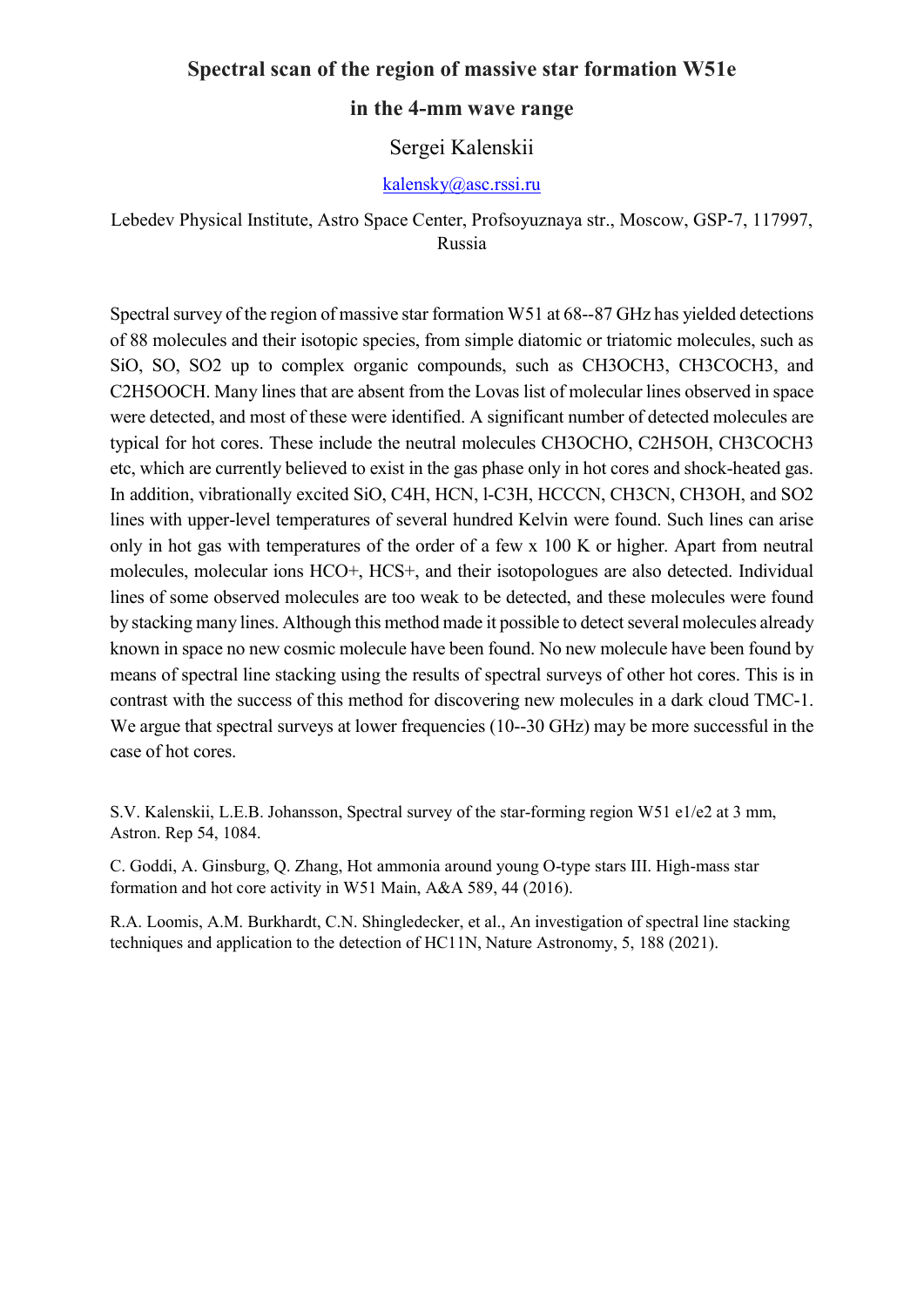# Spectral scan of the region of massive star formation W51e in the 4-mm wave range

Sergei Kalenskii

kalensky@asc.rssi.ru

Lebedev Physical Institute, Astro Space Center, Profsoyuznaya str., Moscow, GSP-7, 117997, Russia

Spectral survey of the region of massive star formation W51 at 68--87 GHz has yielded detections of 88 molecules and their isotopic species, from simple diatomic or triatomic molecules, such as SiO, SO, SO2 up to complex organic compounds, such as CH3OCH3, CH3COCH3, and C2H5OOCH. Many lines that are absent from the Lovas list of molecular lines observed in space were detected, and most of these were identified. A significant number of detected molecules are typical for hot cores. These include the neutral molecules CH3OCHO, C2H5OH, CH3COCH3 etc, which are currently believed to exist in the gas phase only in hot cores and shock-heated gas. In addition, vibrationally excited SiO, C4H, HCN, l-C3H, HCCCN, CH3CN, CH3OH, and SO2 lines with upper-level temperatures of several hundred Kelvin were found. Such lines can arise only in hot gas with temperatures of the order of a few x 100 K or higher. Apart from neutral molecules, molecular ions HCO+, HCS+, and their isotopologues are also detected. Individual lines of some observed molecules are too weak to be detected, and these molecules were found by stacking many lines. Although this method made it possible to detect several molecules already known in space no new cosmic molecule have been found. No new molecule have been found by means of spectral line stacking using the results of spectral surveys of other hot cores. This is in contrast with the success of this method for discovering new molecules in a dark cloud TMC-1. We argue that spectral surveys at lower frequencies (10--30 GHz) may be more successful in the case of hot cores.

S.V. Kalenskii, L.E.B. Johansson, Spectral survey of the star-forming region W51 e1/e2 at 3 mm, Astron. Rep 54, 1084.

C. Goddi, A. Ginsburg, Q. Zhang, Hot ammonia around young O-type stars III. High-mass star formation and hot core activity in W51 Main, A&A 589, 44 (2016).

R.A. Loomis, A.M. Burkhardt, C.N. Shingledecker, et al., An investigation of spectral line stacking techniques and application to the detection of HC11N, Nature Astronomy, 5, 188 (2021).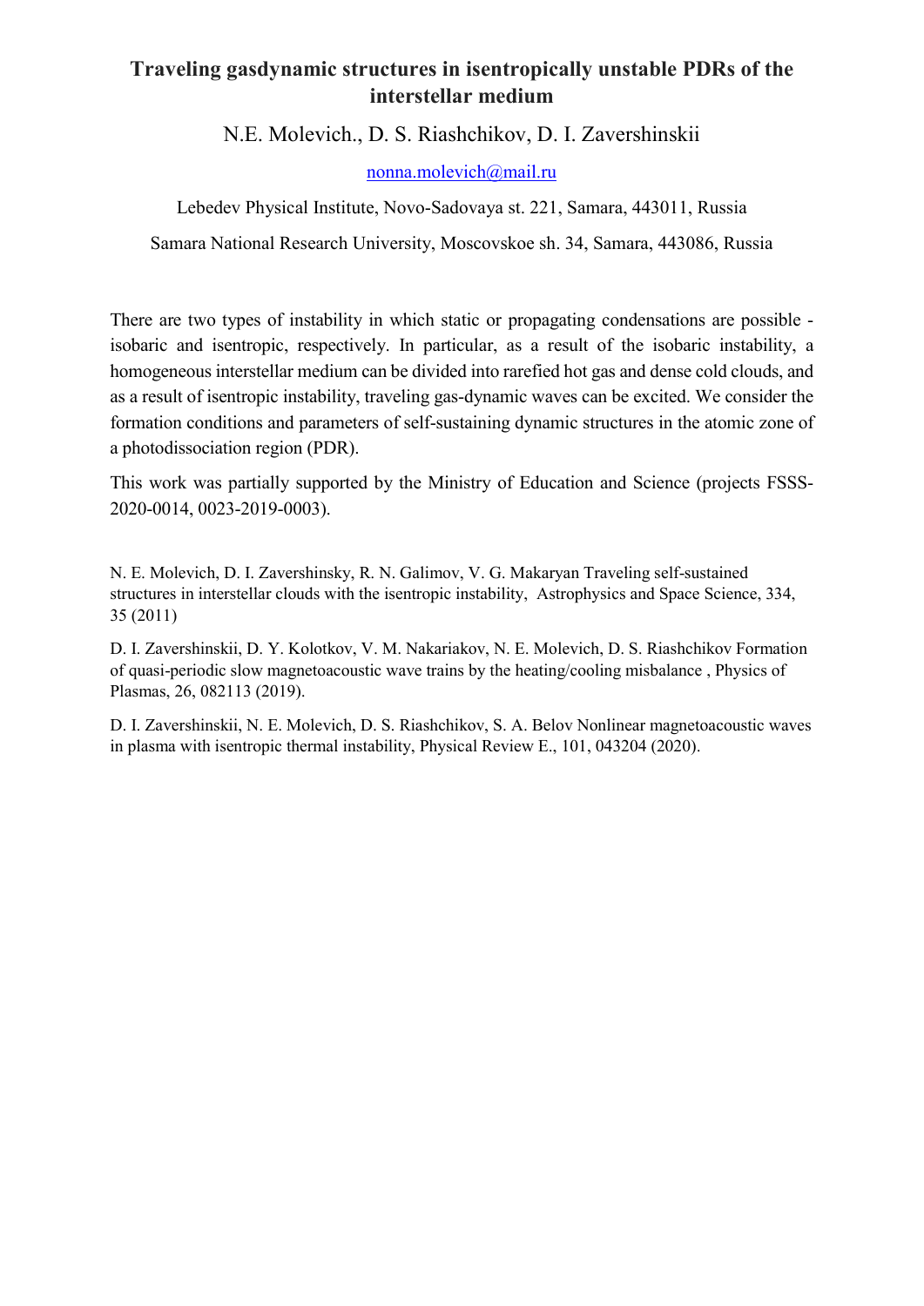# Traveling gasdynamic structures in isentropically unstable PDRs of the interstellar medium

N.E. Molevich., D. S. Riashchikov, D. I. Zavershinskii

nonna.molevich@mail.ru

Lebedev Physical Institute, Novo-Sadovaya st. 221, Samara, 443011, Russia

Samara National Research University, Moscovskoe sh. 34, Samara, 443086, Russia

There are two types of instability in which static or propagating condensations are possible - isobaric and isentropic, respectively. In particular, as a result of the isobaric instability, a homogeneous interstellar medium can be divided into rarefied hot gas and dense cold clouds, and as a result of isentropic instability, traveling gas-dynamic waves can be excited. We consider the formation conditions and parameters of self-sustaining dynamic structures in the atomic zone of a photodissociation region (PDR).

This work was partially supported by the Ministry of Education and Science (projects FSSS-2020-0014, 0023-2019-0003).

N. E. Molevich, D. I. Zavershinsky, R. N. Galimov, V. G. Makaryan Traveling self-sustained structures in interstellar clouds with the isentropic instability, Astrophysics and Space Science, 334, 35 (2011)

D. I. Zavershinskii, D. Y. Kolotkov, V. M. Nakariakov, N. E. Molevich, D. S. Riashchikov Formation of quasi-periodic slow magnetoacoustic wave trains by the heating/cooling misbalance , Physics of Plasmas, 26, 082113 (2019).

D. I. Zavershinskii, N. E. Molevich, D. S. Riashchikov, S. A. Belov Nonlinear magnetoacoustic waves in plasma with isentropic thermal instability, Physical Review E., 101, 043204 (2020).